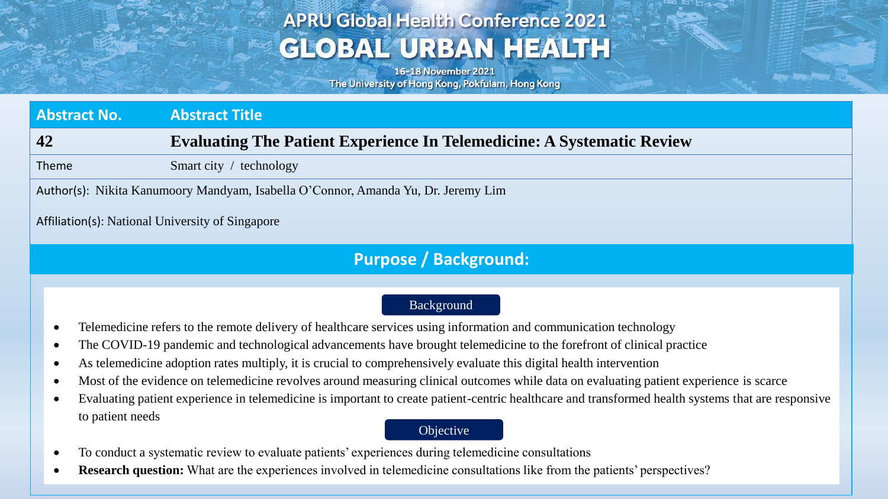# APRU Global Health Conference 2021

# GLOBAL URBAN HEALTH

16-18 November 2021

The University of Hong Kong, Pokfulam, Hong Kong

| Abstract No. | Abstract Title |
|---|---|
| **42** | **Evaluating The Patient Experience In Telemedicine: A Systematic Review** |
| Theme | Smart city / technology |

Author(s): Nikita Kanumoory Mandyam, Isabella O'Connor, Amanda Yu, Dr. Jeremy Lim

Affiliation(s): National University of Singapore

## Purpose / Background:

### Background

- Telemedicine refers to the remote delivery of healthcare services using information and communication technology
- The COVID-19 pandemic and technological advancements have brought telemedicine to the forefront of clinical practice
- As telemedicine adoption rates multiply, it is crucial to comprehensively evaluate this digital health intervention
- Most of the evidence on telemedicine revolves around measuring clinical outcomes while data on evaluating patient experience is scarce
- Evaluating patient experience in telemedicine is important to create patient-centric healthcare and transformed health systems that are responsive to patient needs

### Objective

- To conduct a systematic review to evaluate patients' experiences during telemedicine consultations
- **Research question:** What are the experiences involved in telemedicine consultations like from the patients' perspectives?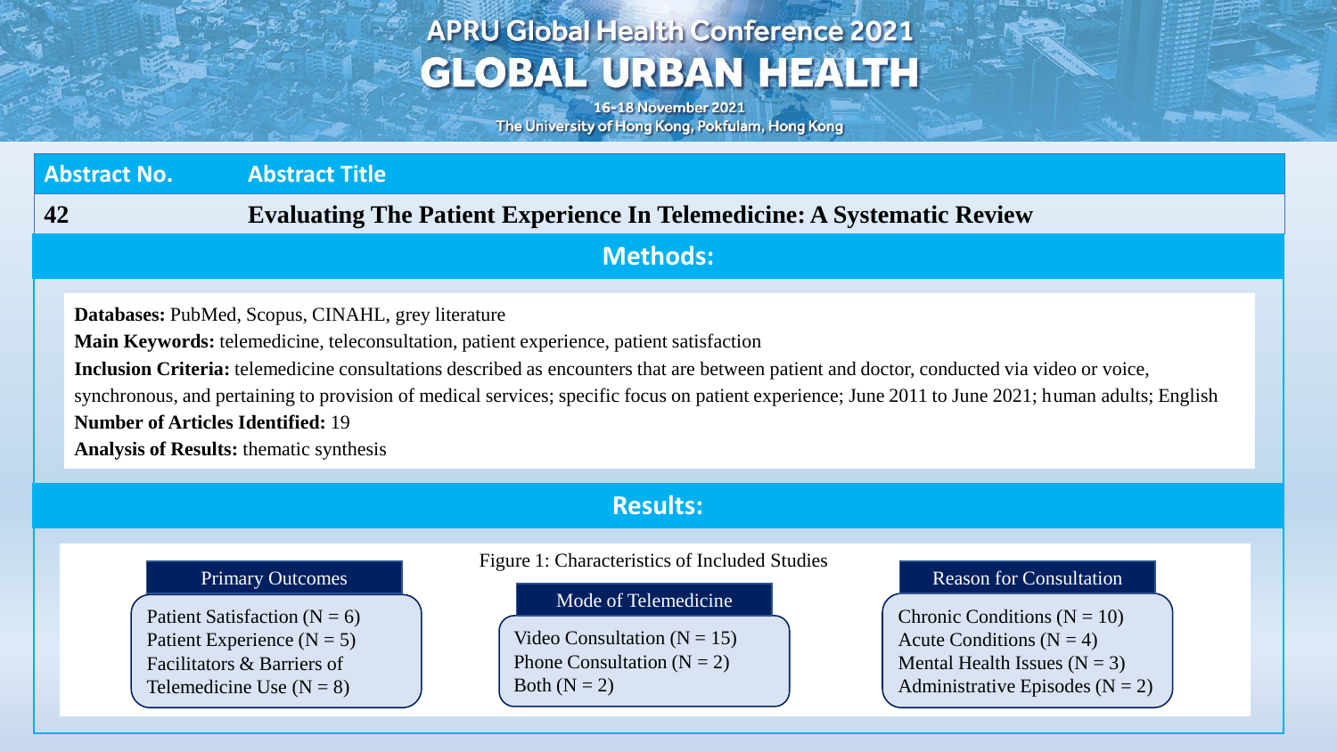| Abstract No. | Abstract Title |
| --- | --- |
| 42 | Evaluating The Patient Experience In Telemedicine: A Systematic Review |

## Methods:

**Databases:** PubMed, Scopus, CINAHL, grey literature

**Main Keywords:** telemedicine, teleconsultation, patient experience, patient satisfaction

**Inclusion Criteria:** telemedicine consultations described as encounters that are between patient and doctor, conducted via video or voice, synchronous, and pertaining to provision of medical services; specific focus on patient experience; June 2011 to June 2021; human adults; English

**Number of Articles Identified:** 19

**Analysis of Results:** thematic synthesis

## Results:

Figure 1: Characteristics of Included Studies

**Primary Outcomes**

- Patient Satisfaction (N = 6)
- Patient Experience (N = 5)
- Facilitators & Barriers of Telemedicine Use (N = 8)

**Mode of Telemedicine**

- Video Consultation (N = 15)
- Phone Consultation (N = 2)
- Both (N = 2)

**Reason for Consultation**

- Chronic Conditions (N = 10)
- Acute Conditions (N = 4)
- Mental Health Issues (N = 3)
- Administrative Episodes (N = 2)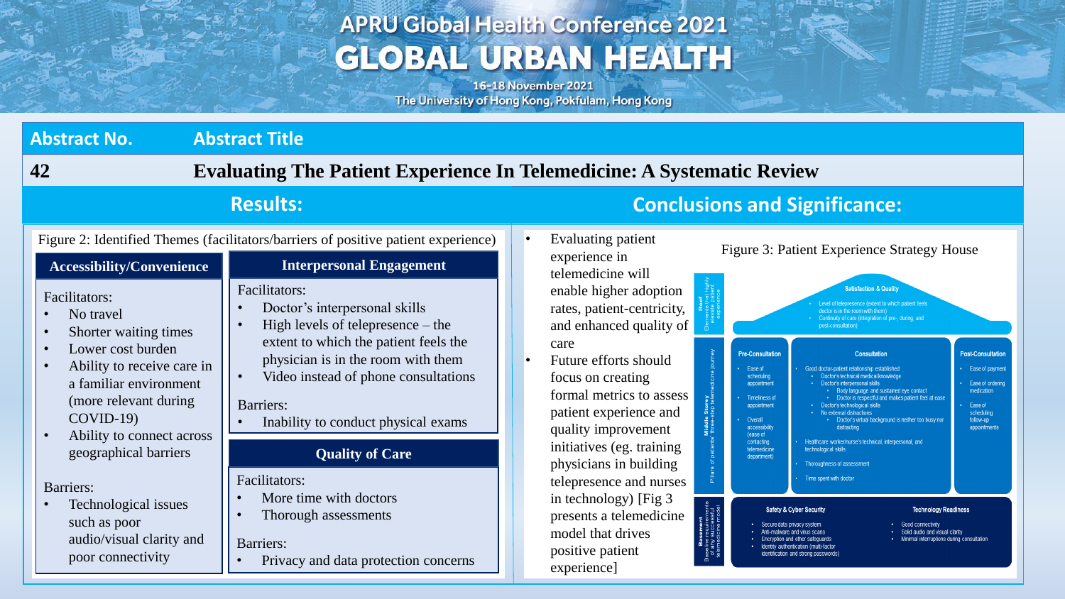## Abstract No. 42

## Evaluating The Patient Experience In Telemedicine: A Systematic Review

## Results:

Figure 2: Identified Themes (facilitators/barriers of positive patient experience)

### Accessibility/Convenience

Facilitators:

- No travel
- Shorter waiting times
- Lower cost burden
- Ability to receive care in a familiar environment (more relevant during COVID-19)
- Ability to connect across geographical barriers

Barriers:

- Technological issues such as poor audio/visual clarity and poor connectivity

### Interpersonal Engagement

Facilitators:

- Doctor's interpersonal skills
- High levels of telepresence – the extent to which the patient feels the physician is in the room with them
- Video instead of phone consultations

Barriers:

- Inability to conduct physical exams

### Quality of Care

Facilitators:

- More time with doctors
- Thorough assessments

Barriers:

- Privacy and data protection concerns

## Conclusions and Significance:

- Evaluating patient experience in telemedicine will enable higher adoption rates, patient-centricity, and enhanced quality of care
- Future efforts should focus on creating formal metrics to assess patient experience and quality improvement initiatives (eg. training physicians in building telepresence and nurses in technology) [Fig 3 presents a telemedicine model that drives positive patient experience]

Figure 3: Patient Experience Strategy House

Roof
Elements that highly elevate patient experience

Satisfaction & Quality
- Level of telepresence (extent to which patient feels doctor is in the room with them)
- Continuity of care (integration of pre-, during, and post-consultation)

Middle Storey
Pillars of patients' three-step telemedicine journey

Pre-Consultation
- Ease of scheduling appointment
- Timeliness of appointment
- Overall accessibility (ease of contacting telemedicine department)

Consultation
- Good doctor-patient relationship established
  - Doctor's technical medical knowledge
  - Doctor's interpersonal skills
    - Body language and sustained eye contact
    - Doctor is respectful and makes patient feel at ease
  - Doctor's technological skills
  - No external distractions
    - Doctor's virtual background is neither too busy nor distracting
- Healthcare worker/nurse's technical, interpersonal, and technological skills
- Thoroughness of assessment
- Time spent with doctor

Post-Consultation
- Ease of payment
- Ease of ordering medication
- Ease of scheduling follow-up appointments

Basement
Baseline requirements of any successful telemedicine model

Safety & Cyber Security
- Secure data privacy system
- Anti-malware and virus scans
- Encryption and other safeguards
- Identity authentication (multi-factor identification and strong passwords)

Technology Readiness
- Good connectivity
- Solid audio and visual clarity
- Minimal interruptions during consultation